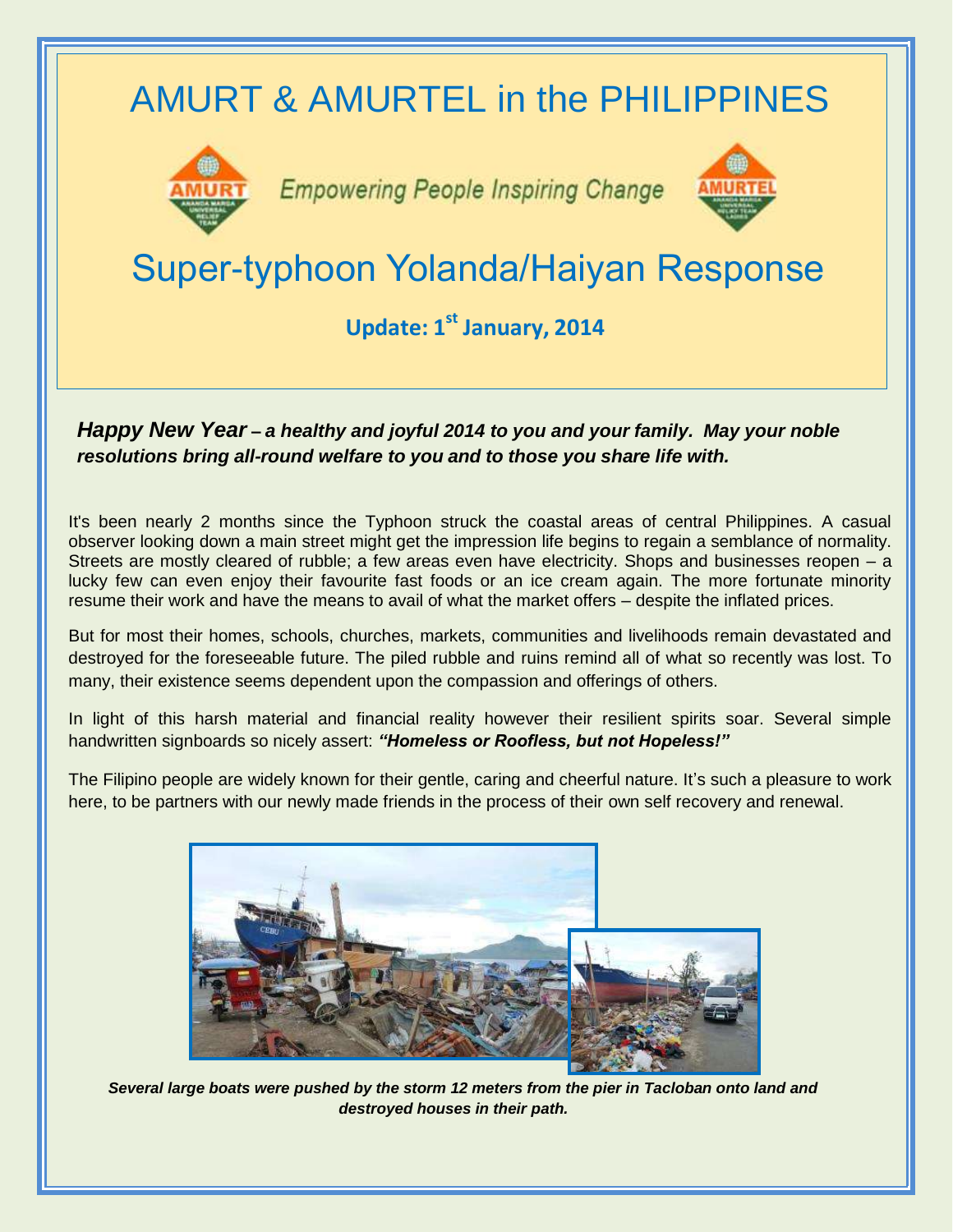# AMURT & AMURTEL in the PHILIPPINES

*Empowering People Inspiring Change*

# Super-typhoon Yolanda/Haiyan Response

**Update: 1st January, 2014**

***Happy New Year – a healthy and joyful 2014 to you and your family. May your noble resolutions bring all-round welfare to you and to those you share life with.***

It's been nearly 2 months since the Typhoon struck the coastal areas of central Philippines. A casual observer looking down a main street might get the impression life begins to regain a semblance of normality. Streets are mostly cleared of rubble; a few areas even have electricity. Shops and businesses reopen – a lucky few can even enjoy their favourite fast foods or an ice cream again. The more fortunate minority resume their work and have the means to avail of what the market offers – despite the inflated prices.

But for most their homes, schools, churches, markets, communities and livelihoods remain devastated and destroyed for the foreseeable future. The piled rubble and ruins remind all of what so recently was lost. To many, their existence seems dependent upon the compassion and offerings of others.

In light of this harsh material and financial reality however their resilient spirits soar. Several simple handwritten signboards so nicely assert: ***"Homeless or Roofless, but not Hopeless!"***

The Filipino people are widely known for their gentle, caring and cheerful nature. It's such a pleasure to work here, to be partners with our newly made friends in the process of their own self recovery and renewal.

***Several large boats were pushed by the storm 12 meters from the pier in Tacloban onto land and destroyed houses in their path.***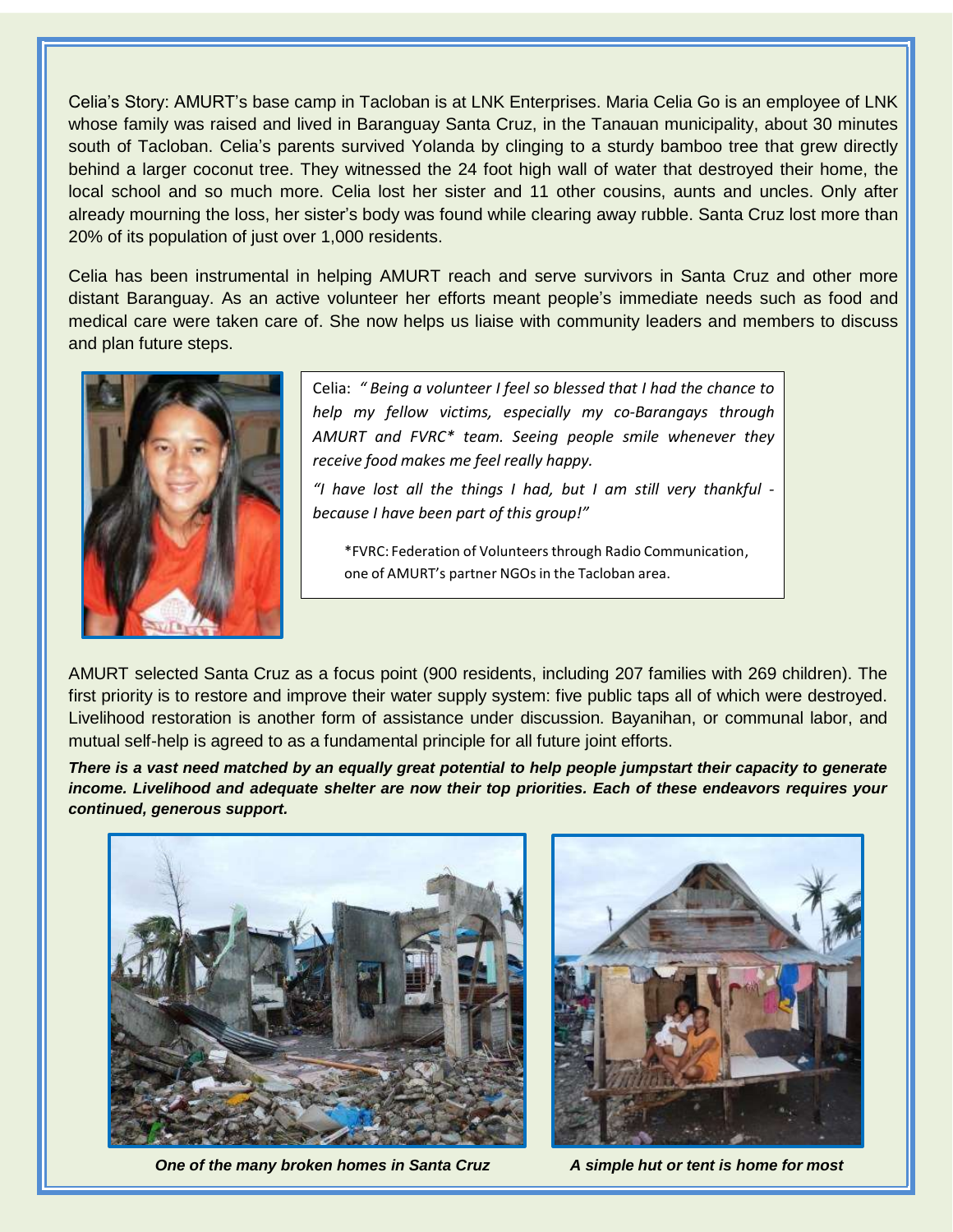Celia's Story: AMURT's base camp in Tacloban is at LNK Enterprises. Maria Celia Go is an employee of LNK whose family was raised and lived in Baranguay Santa Cruz, in the Tanauan municipality, about 30 minutes south of Tacloban. Celia's parents survived Yolanda by clinging to a sturdy bamboo tree that grew directly behind a larger coconut tree. They witnessed the 24 foot high wall of water that destroyed their home, the local school and so much more. Celia lost her sister and 11 other cousins, aunts and uncles. Only after already mourning the loss, her sister's body was found while clearing away rubble. Santa Cruz lost more than 20% of its population of just over 1,000 residents.

Celia has been instrumental in helping AMURT reach and serve survivors in Santa Cruz and other more distant Baranguay. As an active volunteer her efforts meant people's immediate needs such as food and medical care were taken care of. She now helps us liaise with community leaders and members to discuss and plan future steps.

Celia: *" Being a volunteer I feel so blessed that I had the chance to help my fellow victims, especially my co-Barangays through AMURT and FVRC* team. Seeing people smile whenever they receive food makes me feel really happy.*

*"I have lost all the things I had, but I am still very thankful - because I have been part of this group!"*

*FVRC: Federation of Volunteers through Radio Communication, one of AMURT's partner NGOs in the Tacloban area.

AMURT selected Santa Cruz as a focus point (900 residents, including 207 families with 269 children). The first priority is to restore and improve their water supply system: five public taps all of which were destroyed. Livelihood restoration is another form of assistance under discussion. Bayanihan, or communal labor, and mutual self-help is agreed to as a fundamental principle for all future joint efforts.

***There is a vast need matched by an equally great potential to help people jumpstart their capacity to generate income. Livelihood and adequate shelter are now their top priorities. Each of these endeavors requires your continued, generous support.***

***One of the many broken homes in Santa Cruz***

***A simple hut or tent is home for most***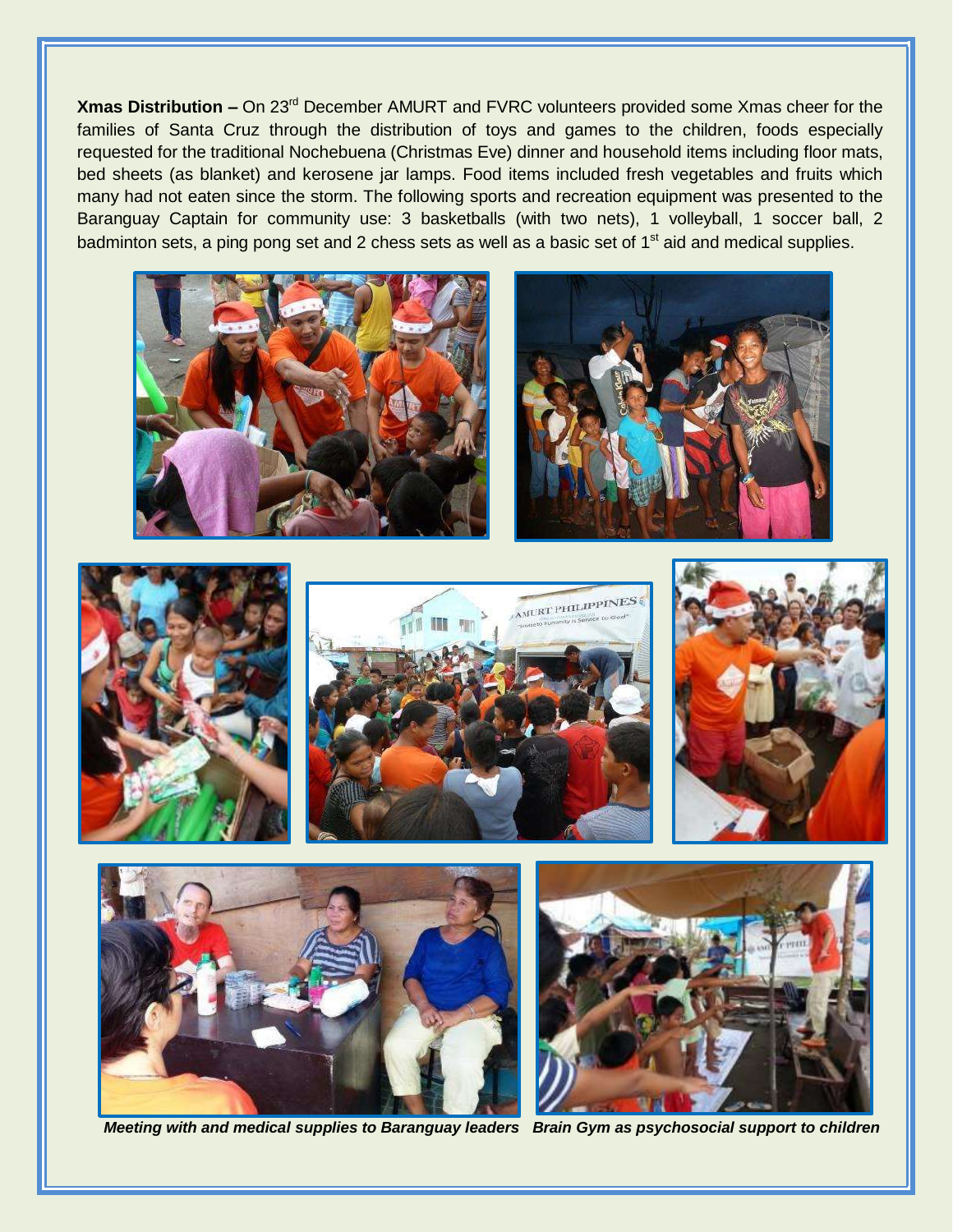**Xmas Distribution –** On 23rd December AMURT and FVRC volunteers provided some Xmas cheer for the families of Santa Cruz through the distribution of toys and games to the children, foods especially requested for the traditional Nochebuena (Christmas Eve) dinner and household items including floor mats, bed sheets (as blanket) and kerosene jar lamps. Food items included fresh vegetables and fruits which many had not eaten since the storm. The following sports and recreation equipment was presented to the Baranguay Captain for community use: 3 basketballs (with two nets), 1 volleyball, 1 soccer ball, 2 badminton sets, a ping pong set and 2 chess sets as well as a basic set of 1st aid and medical supplies.

*Meeting with and medical supplies to Baranguay leaders*

*Brain Gym as psychosocial support to children*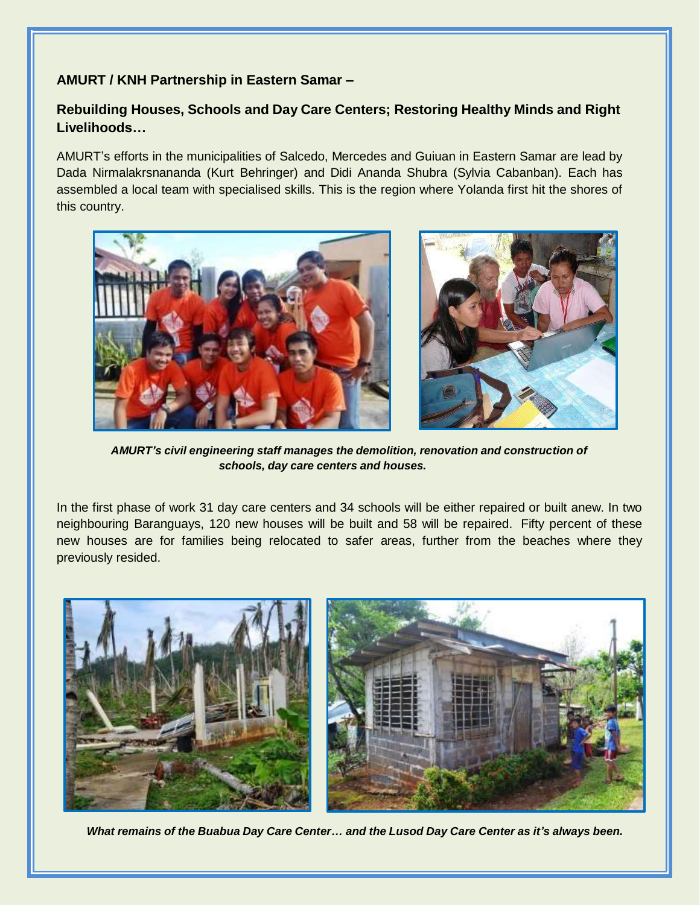## AMURT / KNH Partnership in Eastern Samar –

## Rebuilding Houses, Schools and Day Care Centers; Restoring Healthy Minds and Right Livelihoods…

AMURT's efforts in the municipalities of Salcedo, Mercedes and Guiuan in Eastern Samar are lead by Dada Nirmalakrsnananda (Kurt Behringer) and Didi Ananda Shubra (Sylvia Cabanban). Each has assembled a local team with specialised skills. This is the region where Yolanda first hit the shores of this country.

***AMURT's civil engineering staff manages the demolition, renovation and construction of schools, day care centers and houses.***

In the first phase of work 31 day care centers and 34 schools will be either repaired or built anew. In two neighbouring Baranguays, 120 new houses will be built and 58 will be repaired. Fifty percent of these new houses are for families being relocated to safer areas, further from the beaches where they previously resided.

***What remains of the Buabua Day Care Center… and the Lusod Day Care Center as it's always been.***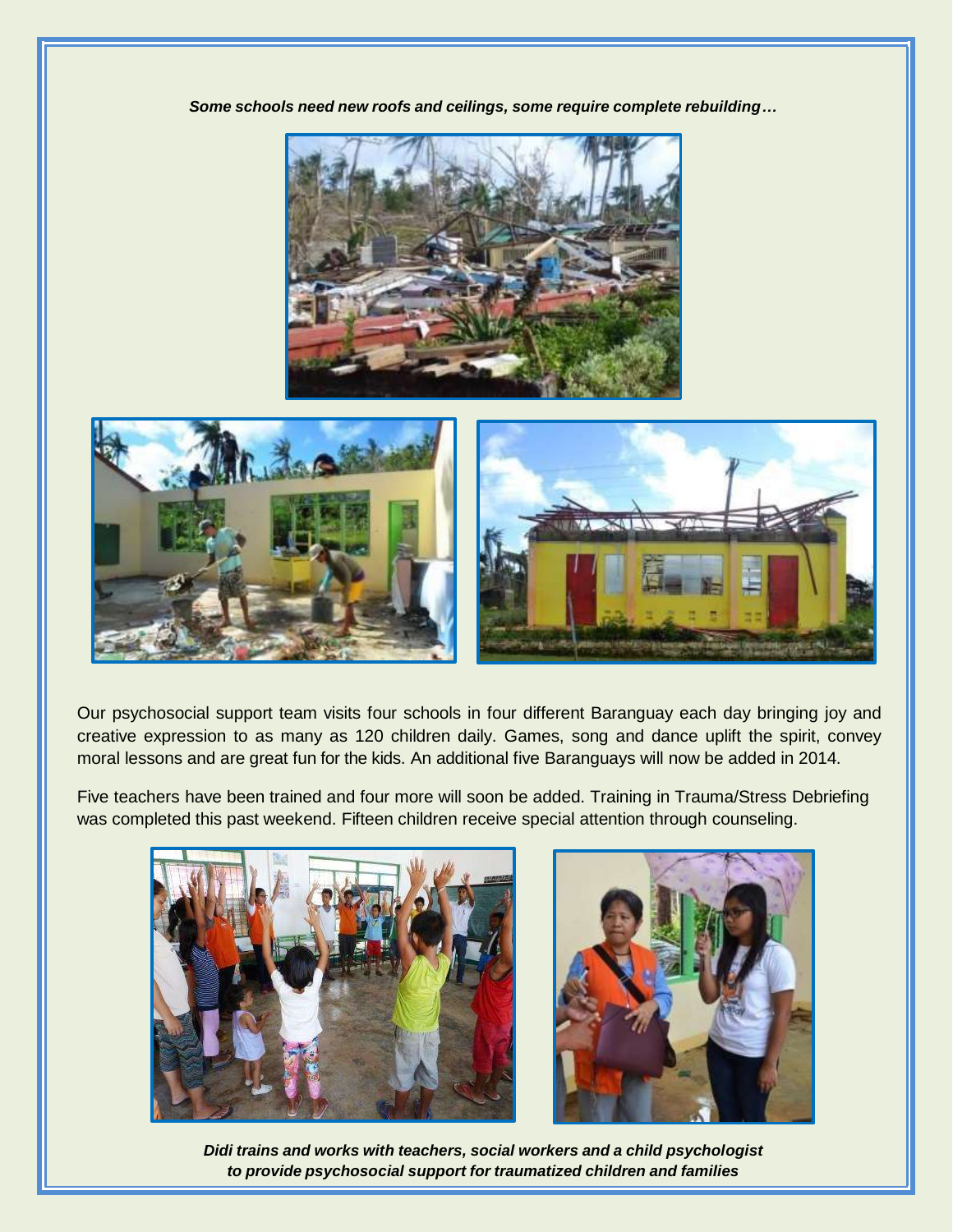***Some schools need new roofs and ceilings, some require complete rebuilding…***

Our psychosocial support team visits four schools in four different Baranguay each day bringing joy and creative expression to as many as 120 children daily. Games, song and dance uplift the spirit, convey moral lessons and are great fun for the kids. An additional five Baranguays will now be added in 2014.

Five teachers have been trained and four more will soon be added. Training in Trauma/Stress Debriefing was completed this past weekend. Fifteen children receive special attention through counseling.

***Didi trains and works with teachers, social workers and a child psychologist to provide psychosocial support for traumatized children and families***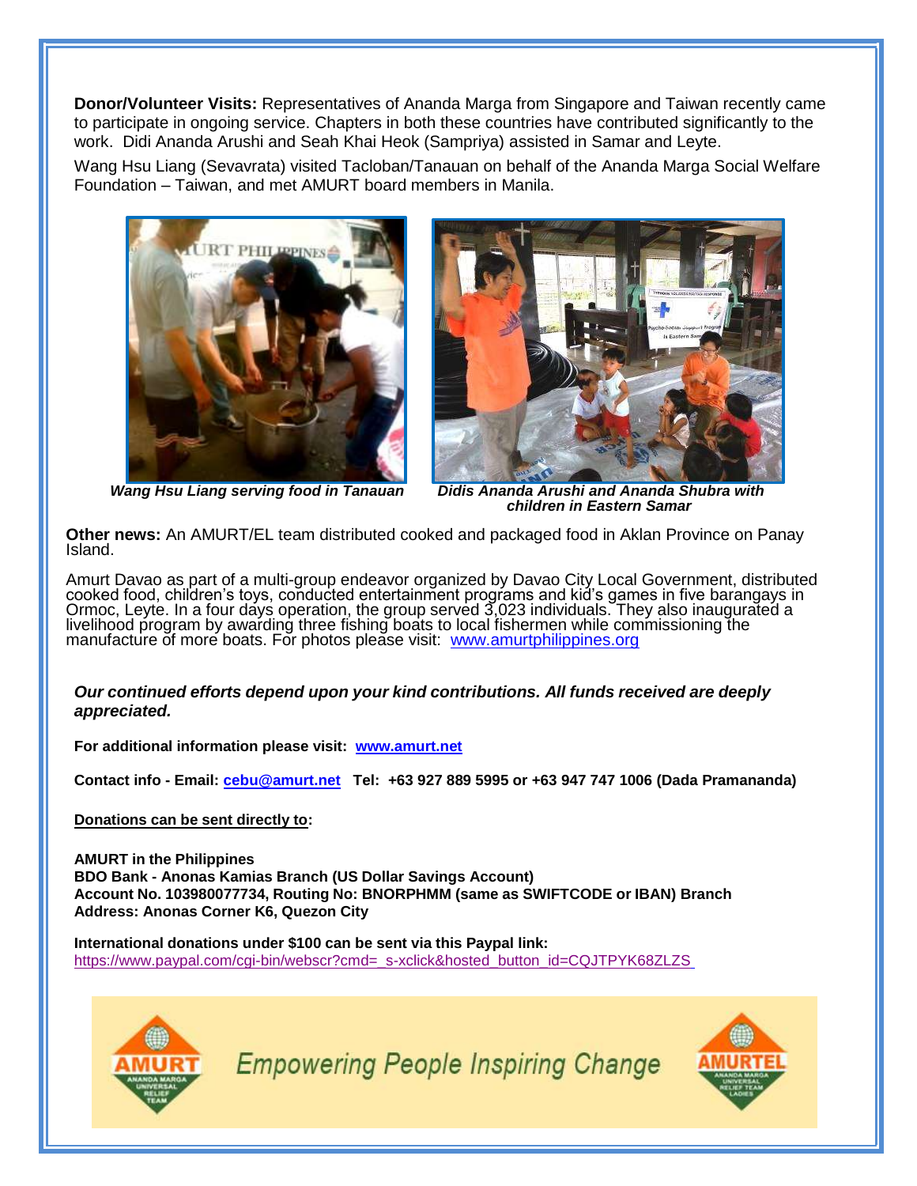**Donor/Volunteer Visits:** Representatives of Ananda Marga from Singapore and Taiwan recently came to participate in ongoing service. Chapters in both these countries have contributed significantly to the work. Didi Ananda Arushi and Seah Khai Heok (Sampriya) assisted in Samar and Leyte.

Wang Hsu Liang (Sevavrata) visited Tacloban/Tanauan on behalf of the Ananda Marga Social Welfare Foundation – Taiwan, and met AMURT board members in Manila.

***Wang Hsu Liang serving food in Tanauan***

***Didis Ananda Arushi and Ananda Shubra with children in Eastern Samar***

**Other news:** An AMURT/EL team distributed cooked and packaged food in Aklan Province on Panay Island.

Amurt Davao as part of a multi-group endeavor organized by Davao City Local Government, distributed cooked food, children's toys, conducted entertainment programs and kid's games in five barangays in Ormoc, Leyte. In a four days operation, the group served 3,023 individuals. They also inaugurated a livelihood program by awarding three fishing boats to local fishermen while commissioning the manufacture of more boats. For photos please visit: www.amurtphilippines.org

***Our continued efforts depend upon your kind contributions. All funds received are deeply appreciated.***

**For additional information please visit: www.amurt.net**

**Contact info - Email: cebu@amurt.net Tel: +63 927 889 5995 or +63 947 747 1006 (Dada Pramananda)**

**Donations can be sent directly to:**

**AMURT in the Philippines**
**BDO Bank - Anonas Kamias Branch (US Dollar Savings Account)**
**Account No. 103980077734, Routing No: BNORPHMM (same as SWIFTCODE or IBAN) Branch Address: Anonas Corner K6, Quezon City**

**International donations under $100 can be sent via this Paypal link:**
https://www.paypal.com/cgi-bin/webscr?cmd=_s-xclick&hosted_button_id=CQJTPYK68ZLZS

Empowering People Inspiring Change